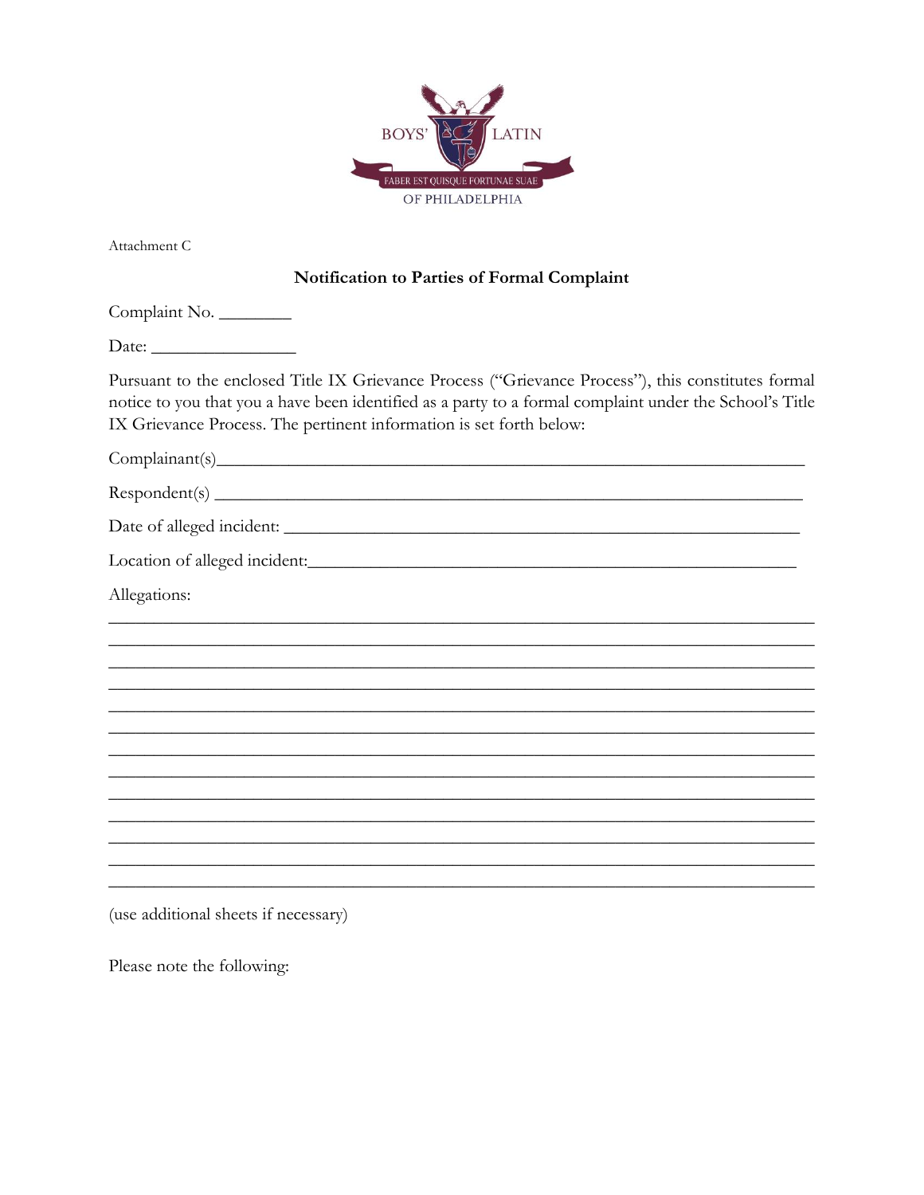BOYS' LATIN

FABER EST QUISQUE FORTUNAE SUAE

OF PHILADELPHIA

Attachment C

**Notification to Parties of Formal Complaint**

Complaint No. ________

Date: ________________

Pursuant to the enclosed Title IX Grievance Process ("Grievance Process"), this constitutes formal notice to you that you a have been identified as a party to a formal complaint under the School's Title IX Grievance Process. The pertinent information is set forth below:

Complaint(s)________________________________________________________________

Respondent(s) _______________________________________________________________

Date of alleged incident: _______________________________________________________

Location of alleged incident:____________________________________________________

Allegations:

_____________________________________________________________________________
_____________________________________________________________________________
_____________________________________________________________________________
_____________________________________________________________________________
_____________________________________________________________________________
_____________________________________________________________________________
_____________________________________________________________________________
_____________________________________________________________________________
_____________________________________________________________________________
_____________________________________________________________________________
_____________________________________________________________________________
_____________________________________________________________________________
_____________________________________________________________________________

(use additional sheets if necessary)

Please note the following: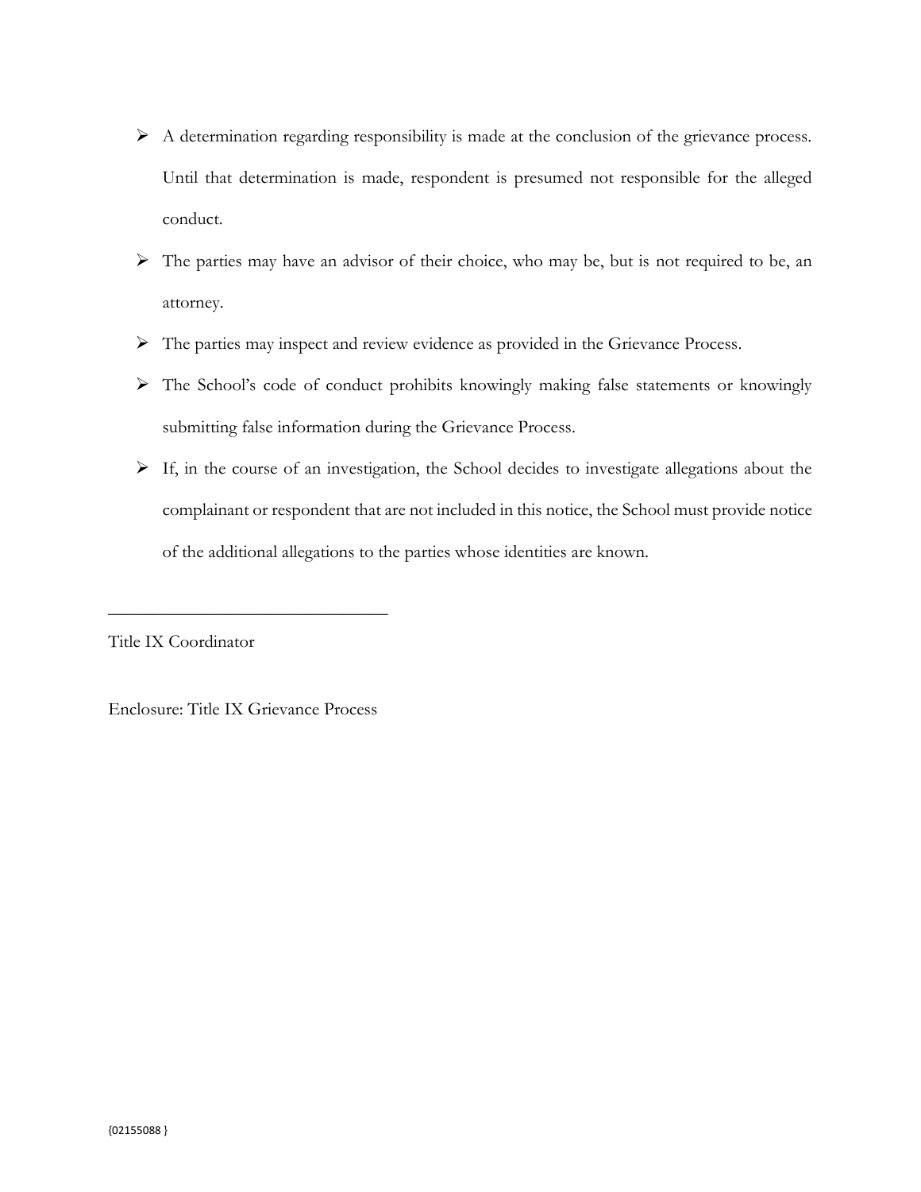- A determination regarding responsibility is made at the conclusion of the grievance process. Until that determination is made, respondent is presumed not responsible for the alleged conduct.
- The parties may have an advisor of their choice, who may be, but is not required to be, an attorney.
- The parties may inspect and review evidence as provided in the Grievance Process.
- The School's code of conduct prohibits knowingly making false statements or knowingly submitting false information during the Grievance Process.
- If, in the course of an investigation, the School decides to investigate allegations about the complainant or respondent that are not included in this notice, the School must provide notice of the additional allegations to the parties whose identities are known.

\_\_\_\_\_\_\_\_\_\_\_\_\_\_\_\_\_\_\_\_\_\_\_\_\_\_\_\_\_\_\_\_

Title IX Coordinator

Enclosure: Title IX Grievance Process

{02155088 }